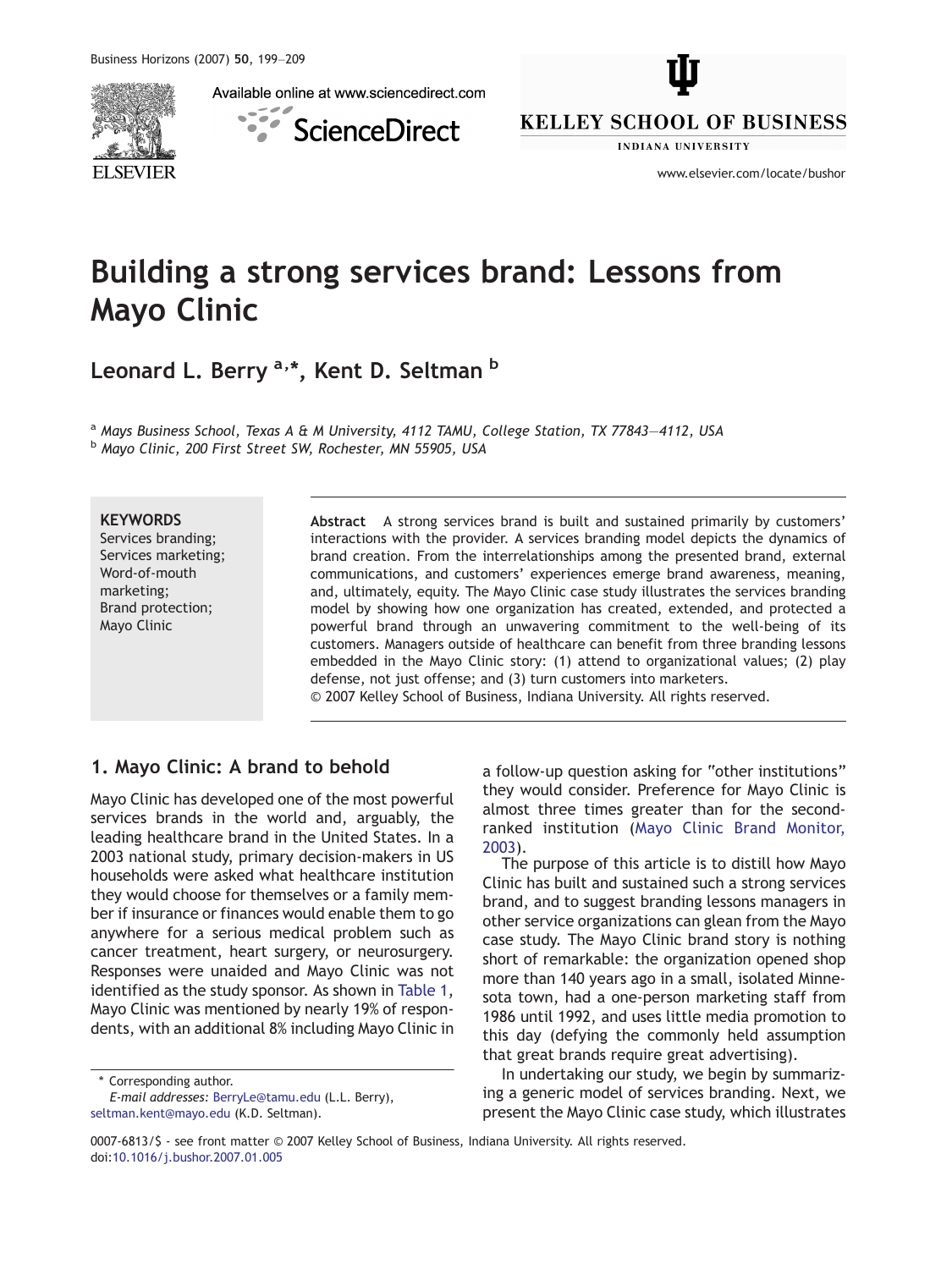# Building a strong services brand: Lessons from Mayo Clinic

**Leonard L. Berry** [a,*], **Kent D. Seltman** [b]

[a] *Mays Business School, Texas A & M University, 4112 TAMU, College Station, TX 77843—4112, USA*
[b] *Mayo Clinic, 200 First Street SW, Rochester, MN 55905, USA*

**KEYWORDS**
Services branding;
Services marketing;
Word-of-mouth marketing;
Brand protection;
Mayo Clinic

**Abstract** A strong services brand is built and sustained primarily by customers' interactions with the provider. A services branding model depicts the dynamics of brand creation. From the interrelationships among the presented brand, external communications, and customers' experiences emerge brand awareness, meaning, and, ultimately, equity. The Mayo Clinic case study illustrates the services branding model by showing how one organization has created, extended, and protected a powerful brand through an unwavering commitment to the well-being of its customers. Managers outside of healthcare can benefit from three branding lessons embedded in the Mayo Clinic story: (1) attend to organizational values; (2) play defense, not just offense; and (3) turn customers into marketers.
© 2007 Kelley School of Business, Indiana University. All rights reserved.

## 1. Mayo Clinic: A brand to behold

Mayo Clinic has developed one of the most powerful services brands in the world and, arguably, the leading healthcare brand in the United States. In a 2003 national study, primary decision-makers in US households were asked what healthcare institution they would choose for themselves or a family member if insurance or finances would enable them to go anywhere for a serious medical problem such as cancer treatment, heart surgery, or neurosurgery. Responses were unaided and Mayo Clinic was not identified as the study sponsor. As shown in Table 1, Mayo Clinic was mentioned by nearly 19% of respondents, with an additional 8% including Mayo Clinic in a follow-up question asking for "other institutions" they would consider. Preference for Mayo Clinic is almost three times greater than for the second-ranked institution (Mayo Clinic Brand Monitor, 2003).

The purpose of this article is to distill how Mayo Clinic has built and sustained such a strong services brand, and to suggest branding lessons managers in other service organizations can glean from the Mayo case study. The Mayo Clinic brand story is nothing short of remarkable: the organization opened shop more than 140 years ago in a small, isolated Minnesota town, had a one-person marketing staff from 1986 until 1992, and uses little media promotion to this day (defying the commonly held assumption that great brands require great advertising).

In undertaking our study, we begin by summarizing a generic model of services branding. Next, we present the Mayo Clinic case study, which illustrates

\* Corresponding author.
*E-mail addresses:* BerryLe@tamu.edu (L.L. Berry), seltman.kent@mayo.edu (K.D. Seltman).

0007-6813/$ - see front matter © 2007 Kelley School of Business, Indiana University. All rights reserved.
doi:10.1016/j.bushor.2007.01.005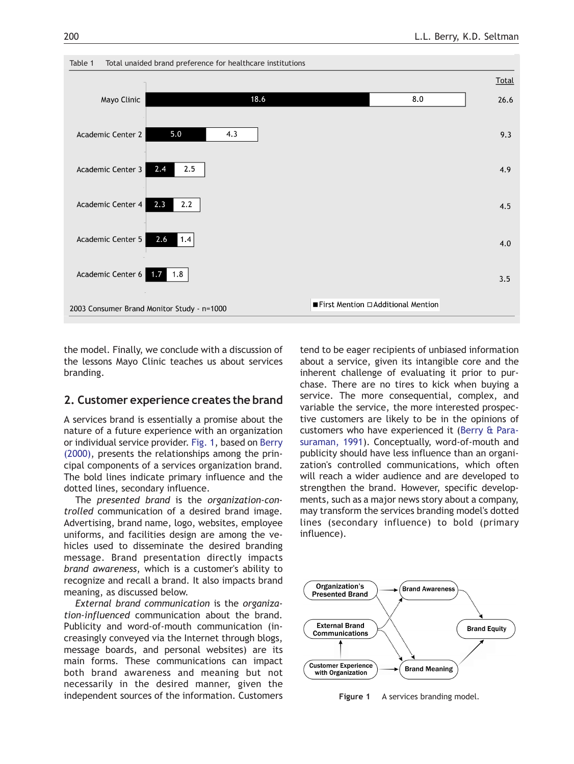Table 1 Total unaided brand preference for healthcare institutions

Total

Mayo Clinic 18.6 8.0 26.6

Academic Center 2 5.0 4.3 9.3

Academic Center 3 2.4 2.5 4.9

Academic Center 4 2.3 2.2 4.5

Academic Center 5 2.6 1.4 4.0

Academic Center 6 1.7 1.8 3.5

2003 Consumer Brand Monitor Study - n=1000

■ First Mention □ Additional Mention

the model. Finally, we conclude with a discussion of the lessons Mayo Clinic teaches us about services branding.

## 2. Customer experience creates the brand

A services brand is essentially a promise about the nature of a future experience with an organization or individual service provider. Fig. 1, based on Berry (2000), presents the relationships among the principal components of a services organization brand. The bold lines indicate primary influence and the dotted lines, secondary influence.

The *presented brand* is the *organization-controlled* communication of a desired brand image. Advertising, brand name, logo, websites, employee uniforms, and facilities design are among the vehicles used to disseminate the desired branding message. Brand presentation directly impacts *brand awareness*, which is a customer's ability to recognize and recall a brand. It also impacts brand meaning, as discussed below.

*External brand communication* is the *organization-influenced* communication about the brand. Publicity and word-of-mouth communication (increasingly conveyed via the Internet through blogs, message boards, and personal websites) are its main forms. These communications can impact both brand awareness and meaning but not necessarily in the desired manner, given the independent sources of the information. Customers tend to be eager recipients of unbiased information about a service, given its intangible core and the inherent challenge of evaluating it prior to purchase. There are no tires to kick when buying a service. The more consequential, complex, and variable the service, the more interested prospective customers are likely to be in the opinions of customers who have experienced it (Berry & Parasuraman, 1991). Conceptually, word-of-mouth and publicity should have less influence than an organization's controlled communications, which often will reach a wider audience and are developed to strengthen the brand. However, specific developments, such as a major news story about a company, may transform the services branding model's dotted lines (secondary influence) to bold (primary influence).

Organization's Presented Brand

External Brand Communications

Customer Experience with Organization

Brand Awareness

Brand Meaning

Brand Equity

**Figure 1** A services branding model.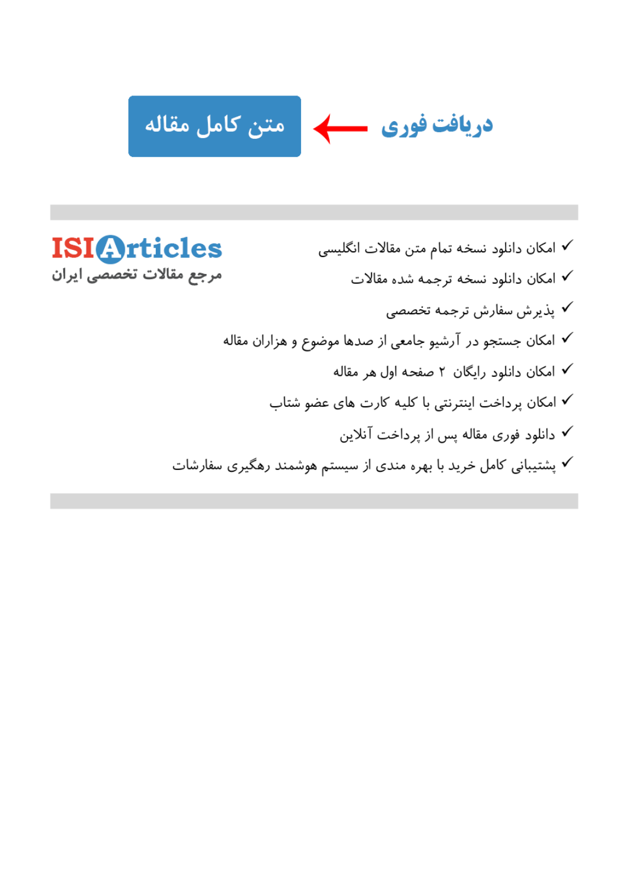دریافت فوری ← متن کامل مقاله

ISIArticles
مرجع مقالات تخصصی ایران

- ✓ امکان دانلود نسخه تمام متن مقالات انگلیسی
- ✓ امکان دانلود نسخه ترجمه شده مقالات
- ✓ پذیرش سفارش ترجمه تخصصی
- ✓ امکان جستجو در آرشیو جامعی از صدها موضوع و هزاران مقاله
- ✓ امکان دانلود رایگان ۲ صفحه اول هر مقاله
- ✓ امکان پرداخت اینترنتی با کلیه کارت های عضو شتاب
- ✓ دانلود فوری مقاله پس از پرداخت آنلاین
- ✓ پشتیبانی کامل خرید با بهره مندی از سیستم هوشمند رهگیری سفارشات